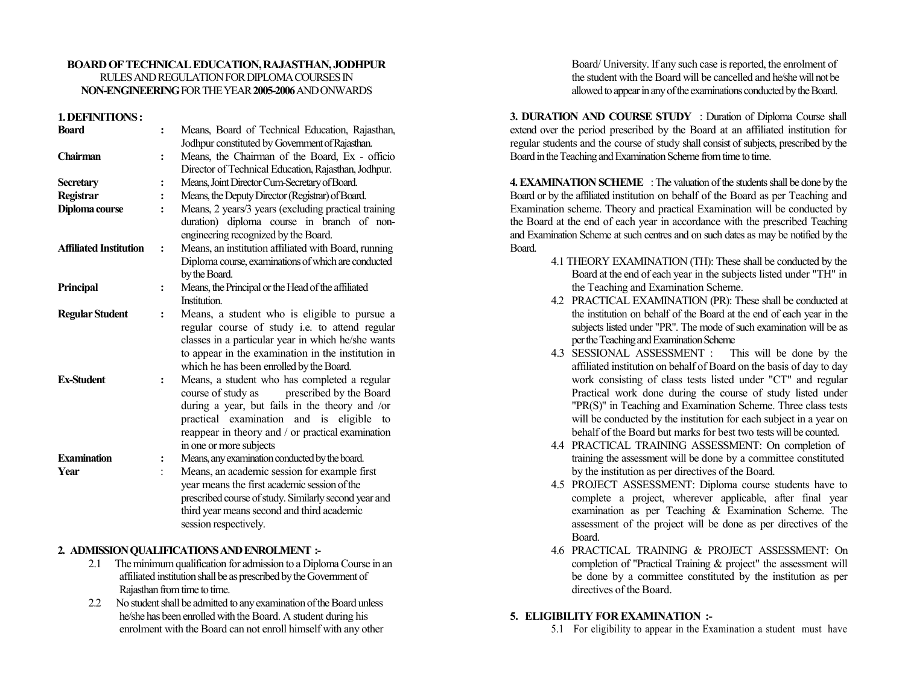**BOARD OF TECHNICAL EDUCATION, RAJASTHAN, JODHPUR**
RULES AND REGULATION FOR DIPLOMA COURSES IN
**NON-ENGINEERING** FOR THE YEAR **2005-2006** AND ONWARDS

**1. DEFINITIONS :**

| | | |
|---|---|---|
| **Board** | : | Means, Board of Technical Education, Rajasthan, Jodhpur constituted by Government of Rajasthan. |
| **Chairman** | : | Means, the Chairman of the Board, Ex - officio Director of Technical Education, Rajasthan, Jodhpur. |
| **Secretary** | : | Means, Joint Director Cum-Secretary of Board. |
| **Registrar** | : | Means, the Deputy Director (Registrar) of Board. |
| **Diploma course** | : | Means, 2 years/3 years (excluding practical training duration) diploma course in branch of non-engineering recognized by the Board. |
| **Affiliated Institution** | : | Means, an institution affiliated with Board, running Diploma course, examinations of which are conducted by the Board. |
| **Principal** | : | Means, the Principal or the Head of the affiliated Institution. |
| **Regular Student** | : | Means, a student who is eligible to pursue a regular course of study i.e. to attend regular classes in a particular year in which he/she wants to appear in the examination in the institution in which he has been enrolled by the Board. |
| **Ex-Student** | : | Means, a student who has completed a regular course of study as prescribed by the Board during a year, but fails in the theory and /or practical examination and is eligible to reappear in theory and / or practical examination in one or more subjects |
| **Examination** | : | Means, any examination conducted by the board. |
| **Year** | : | Means, an academic session for example first year means the first academic session of the prescribed course of study. Similarly second year and third year means second and third academic session respectively. |

**2. ADMISSION QUALIFICATIONS AND ENROLMENT :-**

2.1 The minimum qualification for admission to a Diploma Course in an affiliated institution shall be as prescribed by the Government of Rajasthan from time to time.

2.2 No student shall be admitted to any examination of the Board unless he/she has been enrolled with the Board. A student during his enrolment with the Board can not enroll himself with any other Board/ University. If any such case is reported, the enrolment of the student with the Board will be cancelled and he/she will not be allowed to appear in any of the examinations conducted by the Board.

**3. DURATION AND COURSE STUDY** : Duration of Diploma Course shall extend over the period prescribed by the Board at an affiliated institution for regular students and the course of study shall consist of subjects, prescribed by the Board in the Teaching and Examination Scheme from time to time.

**4. EXAMINATION SCHEME** : The valuation of the students shall be done by the Board or by the affiliated institution on behalf of the Board as per Teaching and Examination scheme. Theory and practical Examination will be conducted by the Board at the end of each year in accordance with the prescribed Teaching and Examination Scheme at such centres and on such dates as may be notified by the Board.

4.1 THEORY EXAMINATION (TH): These shall be conducted by the Board at the end of each year in the subjects listed under "TH" in the Teaching and Examination Scheme.

4.2 PRACTICAL EXAMINATION (PR): These shall be conducted at the institution on behalf of the Board at the end of each year in the subjects listed under "PR". The mode of such examination will be as per the Teaching and Examination Scheme

4.3 SESSIONAL ASSESSMENT : This will be done by the affiliated institution on behalf of Board on the basis of day to day work consisting of class tests listed under "CT" and regular Practical work done during the course of study listed under "PR(S)" in Teaching and Examination Scheme. Three class tests will be conducted by the institution for each subject in a year on behalf of the Board but marks for best two tests will be counted.

4.4 PRACTICAL TRAINING ASSESSMENT: On completion of training the assessment will be done by a committee constituted by the institution as per directives of the Board.

4.5 PROJECT ASSESSMENT: Diploma course students have to complete a project, wherever applicable, after final year examination as per Teaching & Examination Scheme. The assessment of the project will be done as per directives of the Board.

4.6 PRACTICAL TRAINING & PROJECT ASSESSMENT: On completion of "Practical Training & project" the assessment will be done by a committee constituted by the institution as per directives of the Board.

**5. ELIGIBILITY FOR EXAMINATION :-**

5.1 For eligibility to appear in the Examination a student must have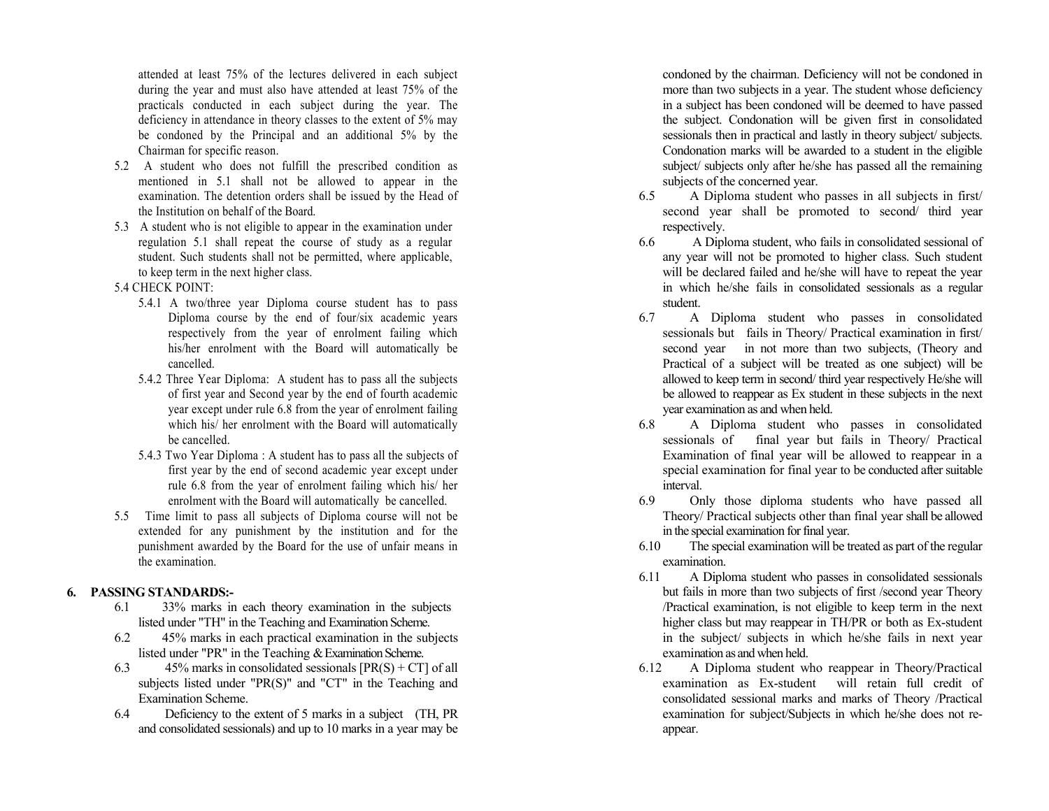attended at least 75% of the lectures delivered in each subject during the year and must also have attended at least 75% of the practicals conducted in each subject during the year. The deficiency in attendance in theory classes to the extent of 5% may be condoned by the Principal and an additional 5% by the Chairman for specific reason.

5.2 A student who does not fulfill the prescribed condition as mentioned in 5.1 shall not be allowed to appear in the examination. The detention orders shall be issued by the Head of the Institution on behalf of the Board.

5.3 A student who is not eligible to appear in the examination under regulation 5.1 shall repeat the course of study as a regular student. Such students shall not be permitted, where applicable, to keep term in the next higher class.

5.4 CHECK POINT:

5.4.1 A two/three year Diploma course student has to pass Diploma course by the end of four/six academic years respectively from the year of enrolment failing which his/her enrolment with the Board will automatically be cancelled.

5.4.2 Three Year Diploma: A student has to pass all the subjects of first year and Second year by the end of fourth academic year except under rule 6.8 from the year of enrolment failing which his/ her enrolment with the Board will automatically be cancelled.

5.4.3 Two Year Diploma : A student has to pass all the subjects of first year by the end of second academic year except under rule 6.8 from the year of enrolment failing which his/ her enrolment with the Board will automatically be cancelled.

5.5 Time limit to pass all subjects of Diploma course will not be extended for any punishment by the institution and for the punishment awarded by the Board for the use of unfair means in the examination.

## 6. PASSING STANDARDS:-

6.1 33% marks in each theory examination in the subjects listed under "TH" in the Teaching and Examination Scheme.

6.2 45% marks in each practical examination in the subjects listed under "PR" in the Teaching & Examination Scheme.

6.3 45% marks in consolidated sessionals [PR(S) + CT] of all subjects listed under "PR(S)" and "CT" in the Teaching and Examination Scheme.

6.4 Deficiency to the extent of 5 marks in a subject (TH, PR and consolidated sessionals) and up to 10 marks in a year may be condoned by the chairman. Deficiency will not be condoned in more than two subjects in a year. The student whose deficiency in a subject has been condoned will be deemed to have passed the subject. Condonation will be given first in consolidated sessionals then in practical and lastly in theory subject/ subjects. Condonation marks will be awarded to a student in the eligible subject/ subjects only after he/she has passed all the remaining subjects of the concerned year.

6.5 A Diploma student who passes in all subjects in first/ second year shall be promoted to second/ third year respectively.

6.6 A Diploma student, who fails in consolidated sessional of any year will not be promoted to higher class. Such student will be declared failed and he/she will have to repeat the year in which he/she fails in consolidated sessionals as a regular student.

6.7 A Diploma student who passes in consolidated sessionals but fails in Theory/ Practical examination in first/ second year in not more than two subjects, (Theory and Practical of a subject will be treated as one subject) will be allowed to keep term in second/ third year respectively He/she will be allowed to reappear as Ex student in these subjects in the next year examination as and when held.

6.8 A Diploma student who passes in consolidated sessionals of final year but fails in Theory/ Practical Examination of final year will be allowed to reappear in a special examination for final year to be conducted after suitable interval.

6.9 Only those diploma students who have passed all Theory/ Practical subjects other than final year shall be allowed in the special examination for final year.

6.10 The special examination will be treated as part of the regular examination.

6.11 A Diploma student who passes in consolidated sessionals but fails in more than two subjects of first /second year Theory /Practical examination, is not eligible to keep term in the next higher class but may reappear in TH/PR or both as Ex-student in the subject/ subjects in which he/she fails in next year examination as and when held.

6.12 A Diploma student who reappear in Theory/Practical examination as Ex-student will retain full credit of consolidated sessional marks and marks of Theory /Practical examination for subject/Subjects in which he/she does not re-appear.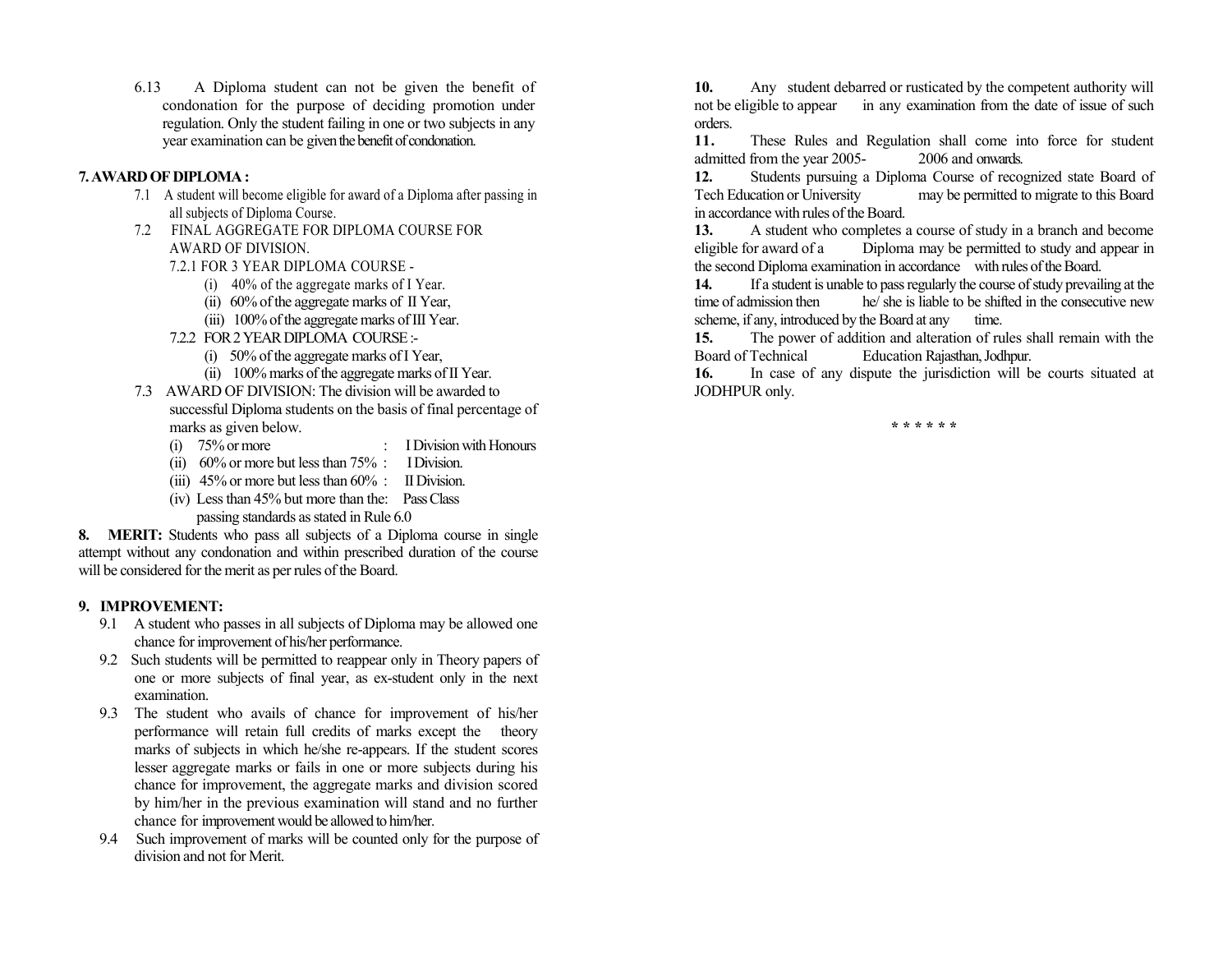6.13 A Diploma student can not be given the benefit of condonation for the purpose of deciding promotion under regulation. Only the student failing in one or two subjects in any year examination can be given the benefit of condonation.

**7. AWARD OF DIPLOMA :**

7.1 A student will become eligible for award of a Diploma after passing in all subjects of Diploma Course.

7.2 FINAL AGGREGATE FOR DIPLOMA COURSE FOR AWARD OF DIVISION.

7.2.1 FOR 3 YEAR DIPLOMA COURSE -

(i) 40% of the aggregate marks of I Year.

(ii) 60% of the aggregate marks of II Year,

(iii) 100% of the aggregate marks of III Year.

7.2.2 FOR 2 YEAR DIPLOMA COURSE :-

(i) 50% of the aggregate marks of I Year,

(ii) 100% marks of the aggregate marks of II Year.

7.3 AWARD OF DIVISION: The division will be awarded to successful Diploma students on the basis of final percentage of marks as given below.

(i) 75% or more : I Division with Honours

(ii) 60% or more but less than 75% : I Division.

(iii) 45% or more but less than 60% : II Division.

(iv) Less than 45% but more than the passing standards as stated in Rule 6.0 : Pass Class

**8. MERIT:** Students who pass all subjects of a Diploma course in single attempt without any condonation and within prescribed duration of the course will be considered for the merit as per rules of the Board.

**9. IMPROVEMENT:**

9.1 A student who passes in all subjects of Diploma may be allowed one chance for improvement of his/her performance.

9.2 Such students will be permitted to reappear only in Theory papers of one or more subjects of final year, as ex-student only in the next examination.

9.3 The student who avails of chance for improvement of his/her performance will retain full credits of marks except the theory marks of subjects in which he/she re-appears. If the student scores lesser aggregate marks or fails in one or more subjects during his chance for improvement, the aggregate marks and division scored by him/her in the previous examination will stand and no further chance for improvement would be allowed to him/her.

9.4 Such improvement of marks will be counted only for the purpose of division and not for Merit.

**10.** Any student debarred or rusticated by the competent authority will not be eligible to appear in any examination from the date of issue of such orders.

**11.** These Rules and Regulation shall come into force for student admitted from the year 2005-2006 and onwards.

**12.** Students pursuing a Diploma Course of recognized state Board of Tech Education or University may be permitted to migrate to this Board in accordance with rules of the Board.

**13.** A student who completes a course of study in a branch and become eligible for award of a Diploma may be permitted to study and appear in the second Diploma examination in accordance with rules of the Board.

**14.** If a student is unable to pass regularly the course of study prevailing at the time of admission then he/ she is liable to be shifted in the consecutive new scheme, if any, introduced by the Board at any time.

**15.** The power of addition and alteration of rules shall remain with the Board of Technical Education Rajasthan, Jodhpur.

**16.** In case of any dispute the jurisdiction will be courts situated at JODHPUR only.

* * * * * *